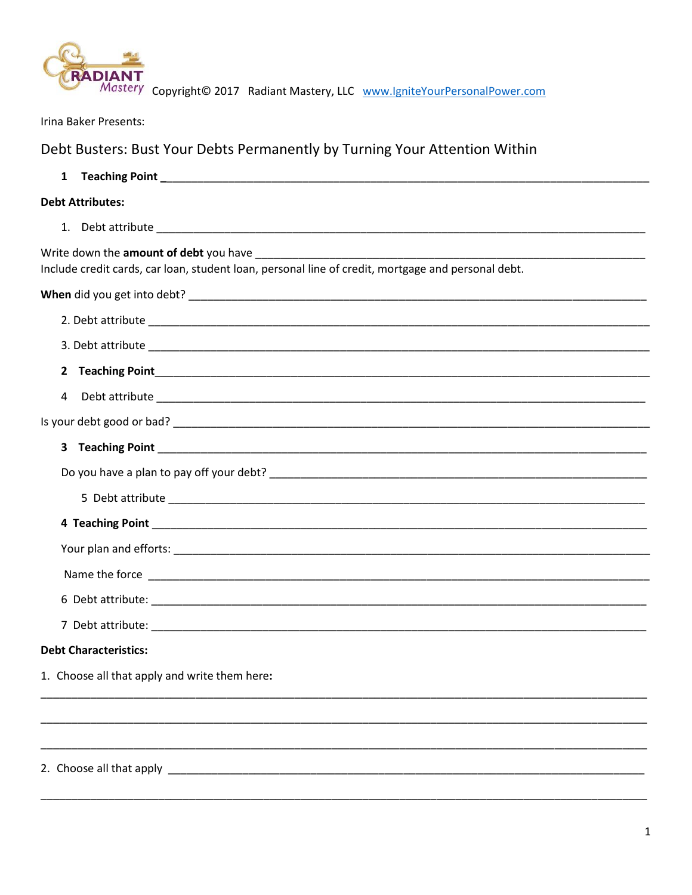RADIANT Mastery Copyright© 2017 Radiant Mastery, LLC [www.IgniteYourPersonalPower.com](http://www.IgniteYourPersonalPower.com)

Irina Baker Presents:

# Debt Busters: Bust Your Debts Permanently by Turning Your Attention Within

**1 Teaching Point** ________________________________________________________________

**Debt Attributes:**

1. Debt attribute ________________________________________________________________

Write down the **amount of debt** you have ______________________________________________
Include credit cards, car loan, student loan, personal line of credit, mortgage and personal debt.

**When** did you get into debt? ______________________________________________________

2. Debt attribute ________________________________________________________________

3. Debt attribute ________________________________________________________________

**2 Teaching Point** ________________________________________________________________

4 Debt attribute ________________________________________________________________

Is your debt good or bad? __________________________________________________________

**3 Teaching Point** ________________________________________________________________

Do you have a plan to pay off your debt? ______________________________________________

5 Debt attribute ________________________________________________________________

**4 Teaching Point** ________________________________________________________________

Your plan and efforts: ______________________________________________________________

Name the force ____________________________________________________________________

6 Debt attribute: ________________________________________________________________

7 Debt attribute: ________________________________________________________________

**Debt Characteristics:**

1. Choose all that apply and write them here**:**

____________________________________________________________________________________

____________________________________________________________________________________

____________________________________________________________________________________

2. Choose all that apply ____________________________________________________________

____________________________________________________________________________________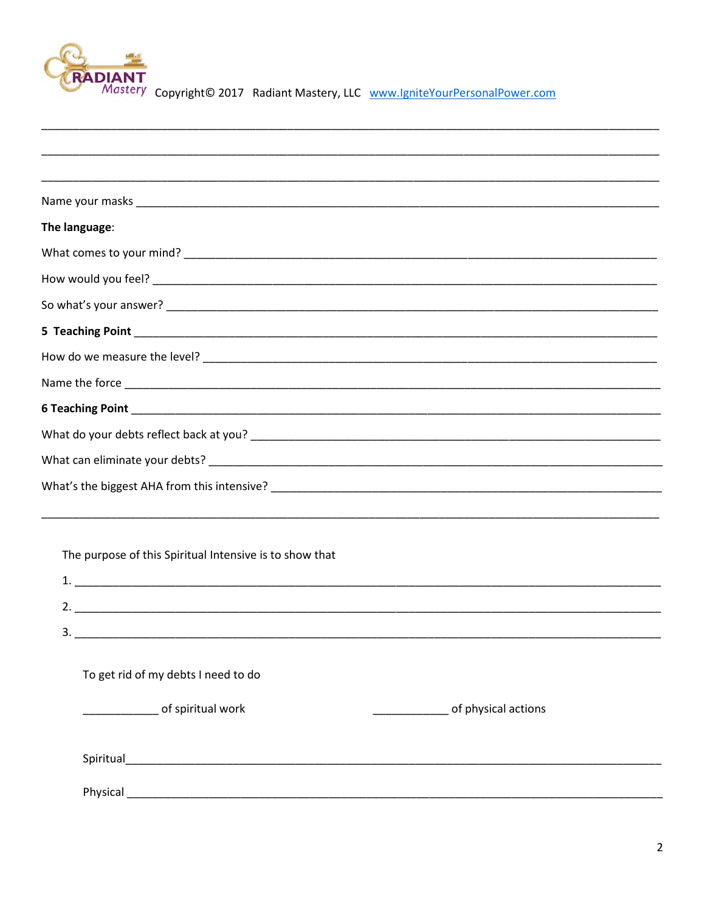Copyright© 2017 Radiant Mastery, LLC www.IgniteYourPersonalPower.com

______________________________________________________________________________

______________________________________________________________________________

______________________________________________________________________________

Name your masks ______________________________________________________________

**The language**:

What comes to your mind? _______________________________________________________

How would you feel? ___________________________________________________________

So what's your answer? _________________________________________________________

**5 Teaching Point** ____________________________________________________________

How do we measure the level? ____________________________________________________

Name the force ________________________________________________________________

**6 Teaching Point** ____________________________________________________________

What do your debts reflect back at you? ____________________________________________

What can eliminate your debts? __________________________________________________

What's the biggest AHA from this intensive? _________________________________________

______________________________________________________________________________

The purpose of this Spiritual Intensive is to show that

1. ___________________________________________________________________________
2. ___________________________________________________________________________
3. ___________________________________________________________________________

To get rid of my debts I need to do

____________ of spiritual work ____________ of physical actions

Spiritual______________________________________________________________________

Physical _____________________________________________________________________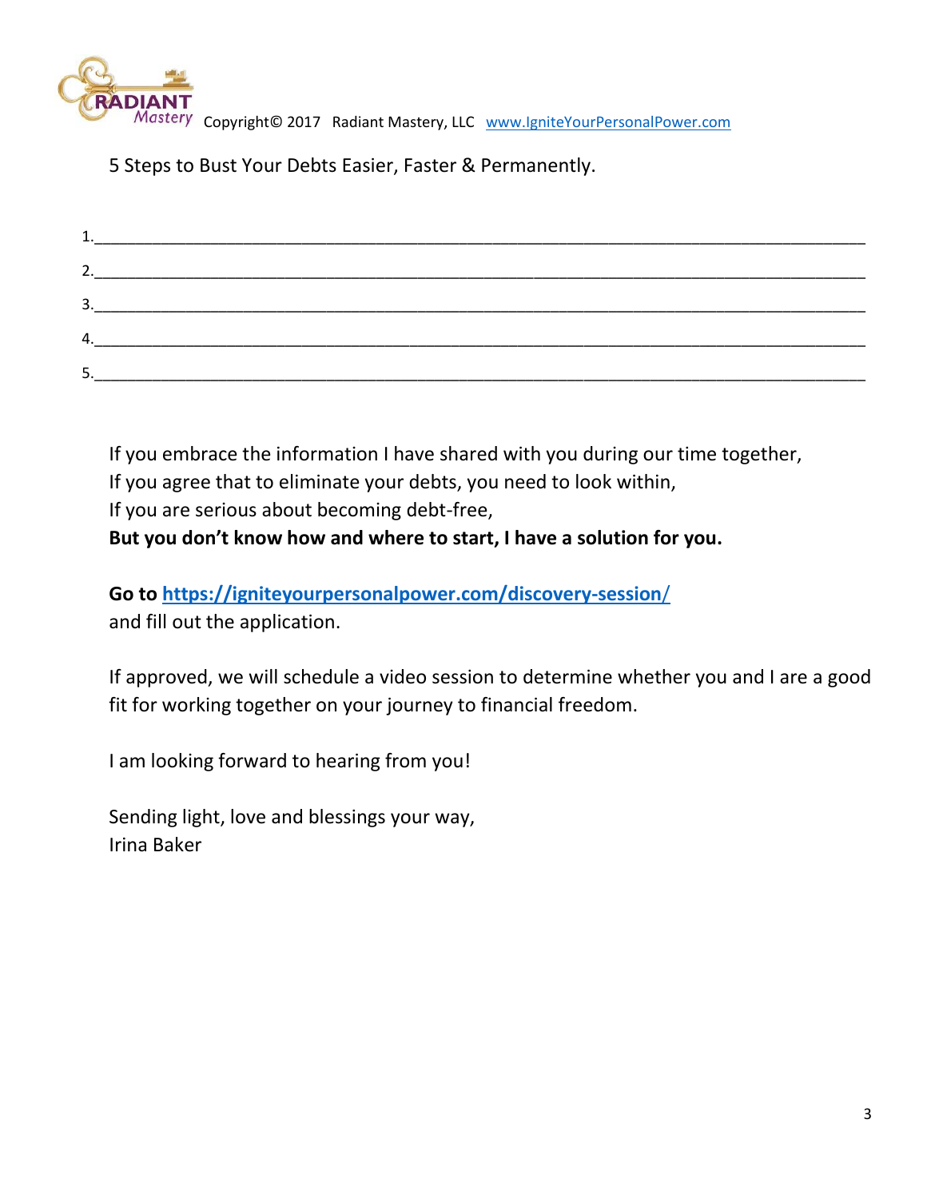5 Steps to Bust Your Debts Easier, Faster & Permanently.

1.______________________________________________________________________________

2.______________________________________________________________________________

3.______________________________________________________________________________

4.______________________________________________________________________________

5.______________________________________________________________________________

If you embrace the information I have shared with you during our time together,
If you agree that to eliminate your debts, you need to look within,
If you are serious about becoming debt-free,
**But you don't know how and where to start, I have a solution for you.**

**Go to https://igniteyourpersonalpower.com/discovery-session/**
and fill out the application.

If approved, we will schedule a video session to determine whether you and I are a good fit for working together on your journey to financial freedom.

I am looking forward to hearing from you!

Sending light, love and blessings your way,
Irina Baker